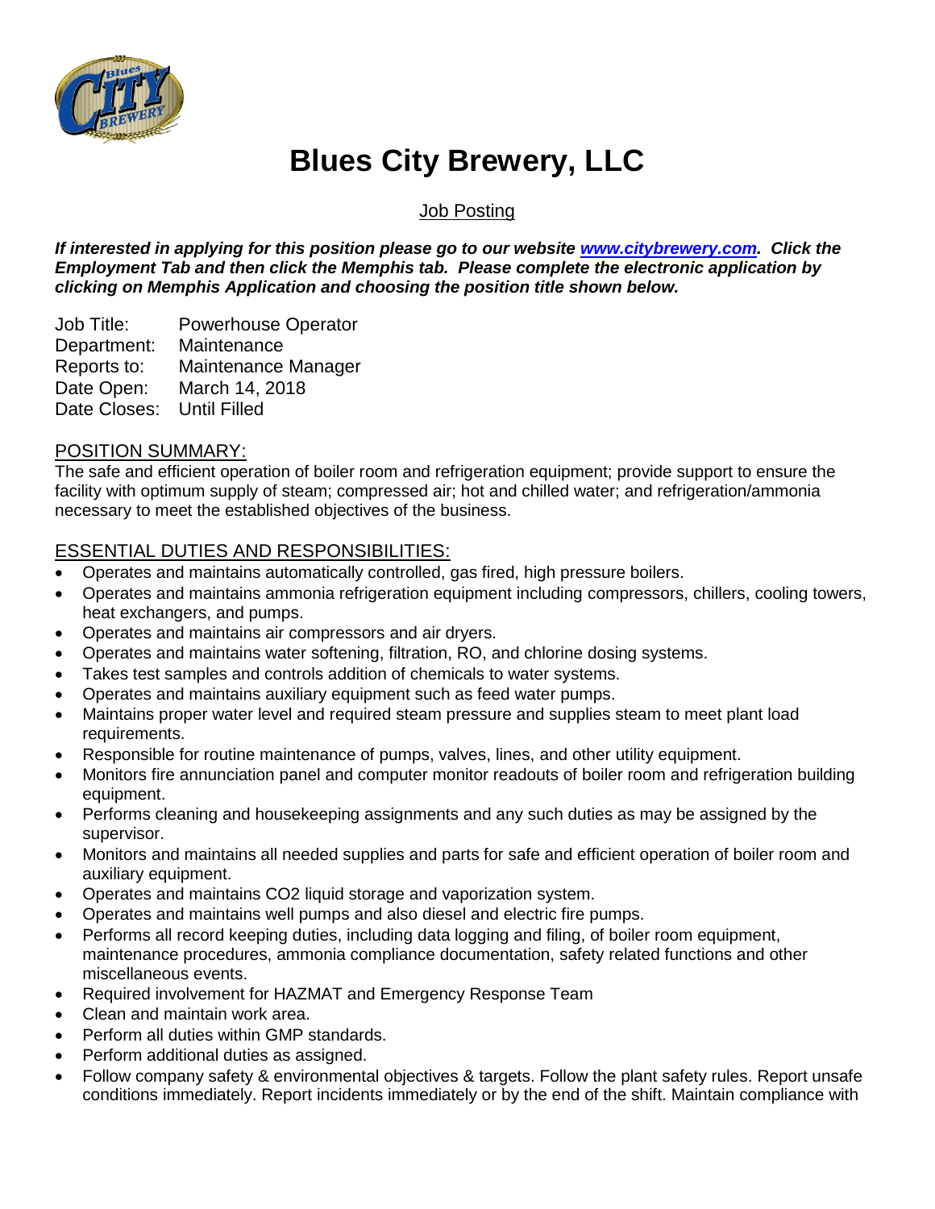# Blues City Brewery, LLC

Job Posting

***If interested in applying for this position please go to our website [www.citybrewery.com](http://www.citybrewery.com). Click the Employment Tab and then click the Memphis tab. Please complete the electronic application by clicking on Memphis Application and choosing the position title shown below.***

Job Title: Powerhouse Operator
Department: Maintenance
Reports to: Maintenance Manager
Date Open: March 14, 2018
Date Closes: Until Filled

## POSITION SUMMARY:

The safe and efficient operation of boiler room and refrigeration equipment; provide support to ensure the facility with optimum supply of steam; compressed air; hot and chilled water; and refrigeration/ammonia necessary to meet the established objectives of the business.

## ESSENTIAL DUTIES AND RESPONSIBILITIES:

- Operates and maintains automatically controlled, gas fired, high pressure boilers.
- Operates and maintains ammonia refrigeration equipment including compressors, chillers, cooling towers, heat exchangers, and pumps.
- Operates and maintains air compressors and air dryers.
- Operates and maintains water softening, filtration, RO, and chlorine dosing systems.
- Takes test samples and controls addition of chemicals to water systems.
- Operates and maintains auxiliary equipment such as feed water pumps.
- Maintains proper water level and required steam pressure and supplies steam to meet plant load requirements.
- Responsible for routine maintenance of pumps, valves, lines, and other utility equipment.
- Monitors fire annunciation panel and computer monitor readouts of boiler room and refrigeration building equipment.
- Performs cleaning and housekeeping assignments and any such duties as may be assigned by the supervisor.
- Monitors and maintains all needed supplies and parts for safe and efficient operation of boiler room and auxiliary equipment.
- Operates and maintains $CO_2$ liquid storage and vaporization system.
- Operates and maintains well pumps and also diesel and electric fire pumps.
- Performs all record keeping duties, including data logging and filing, of boiler room equipment, maintenance procedures, ammonia compliance documentation, safety related functions and other miscellaneous events.
- Required involvement for HAZMAT and Emergency Response Team
- Clean and maintain work area.
- Perform all duties within GMP standards.
- Perform additional duties as assigned.
- Follow company safety & environmental objectives & targets. Follow the plant safety rules. Report unsafe conditions immediately. Report incidents immediately or by the end of the shift. Maintain compliance with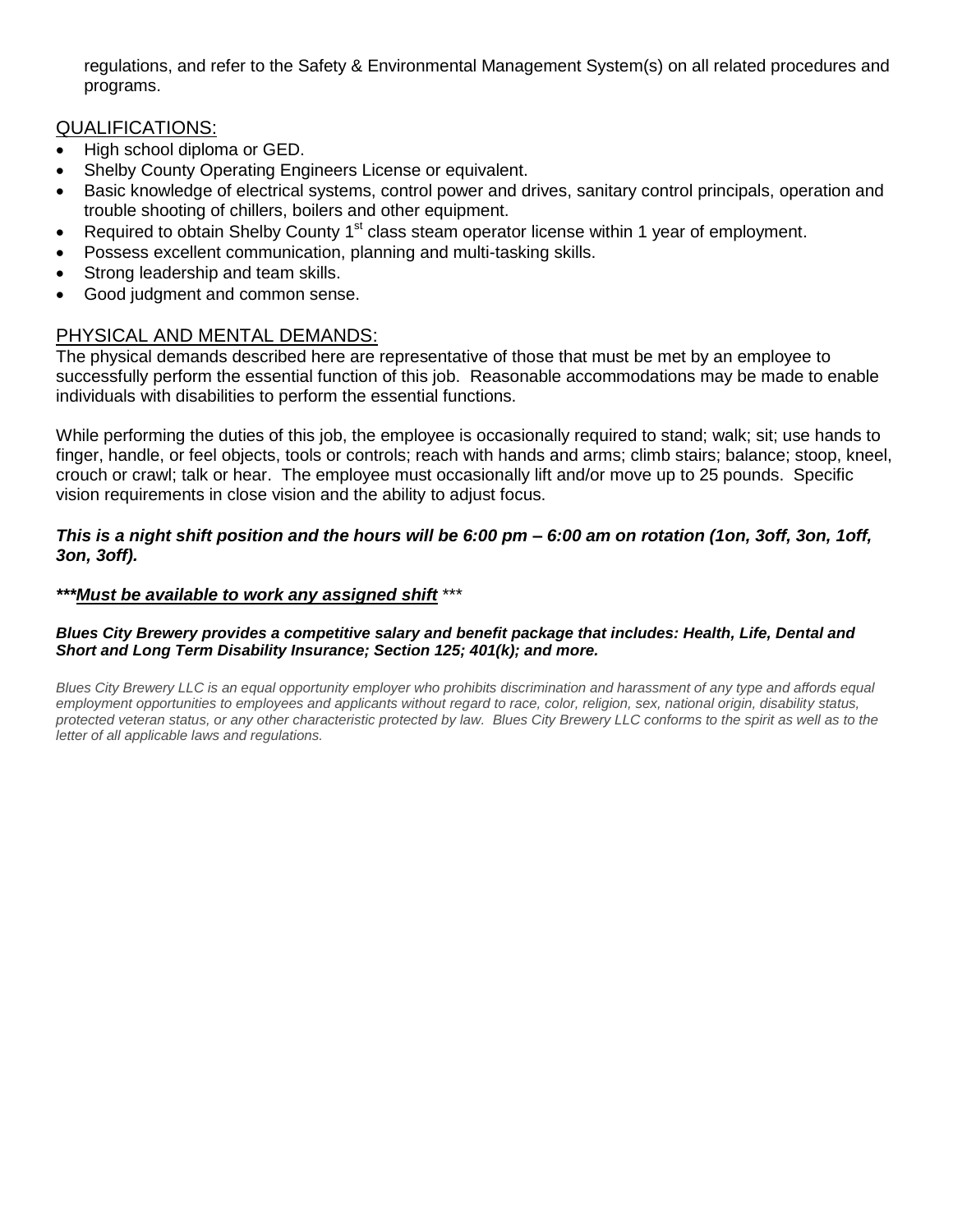regulations, and refer to the Safety & Environmental Management System(s) on all related procedures and programs.

## QUALIFICATIONS:

- High school diploma or GED.
- Shelby County Operating Engineers License or equivalent.
- Basic knowledge of electrical systems, control power and drives, sanitary control principals, operation and trouble shooting of chillers, boilers and other equipment.
- Required to obtain Shelby County 1st class steam operator license within 1 year of employment.
- Possess excellent communication, planning and multi-tasking skills.
- Strong leadership and team skills.
- Good judgment and common sense.

## PHYSICAL AND MENTAL DEMANDS:

The physical demands described here are representative of those that must be met by an employee to successfully perform the essential function of this job. Reasonable accommodations may be made to enable individuals with disabilities to perform the essential functions.

While performing the duties of this job, the employee is occasionally required to stand; walk; sit; use hands to finger, handle, or feel objects, tools or controls; reach with hands and arms; climb stairs; balance; stoop, kneel, crouch or crawl; talk or hear. The employee must occasionally lift and/or move up to 25 pounds. Specific vision requirements in close vision and the ability to adjust focus.

***This is a night shift position and the hours will be 6:00 pm – 6:00 am on rotation (1on, 3off, 3on, 1off, 3on, 3off).***

***\*\*\*Must be available to work any assigned shift*** \*\*\*

***Blues City Brewery provides a competitive salary and benefit package that includes: Health, Life, Dental and Short and Long Term Disability Insurance; Section 125; 401(k); and more.***

*Blues City Brewery LLC is an equal opportunity employer who prohibits discrimination and harassment of any type and affords equal employment opportunities to employees and applicants without regard to race, color, religion, sex, national origin, disability status, protected veteran status, or any other characteristic protected by law. Blues City Brewery LLC conforms to the spirit as well as to the letter of all applicable laws and regulations.*